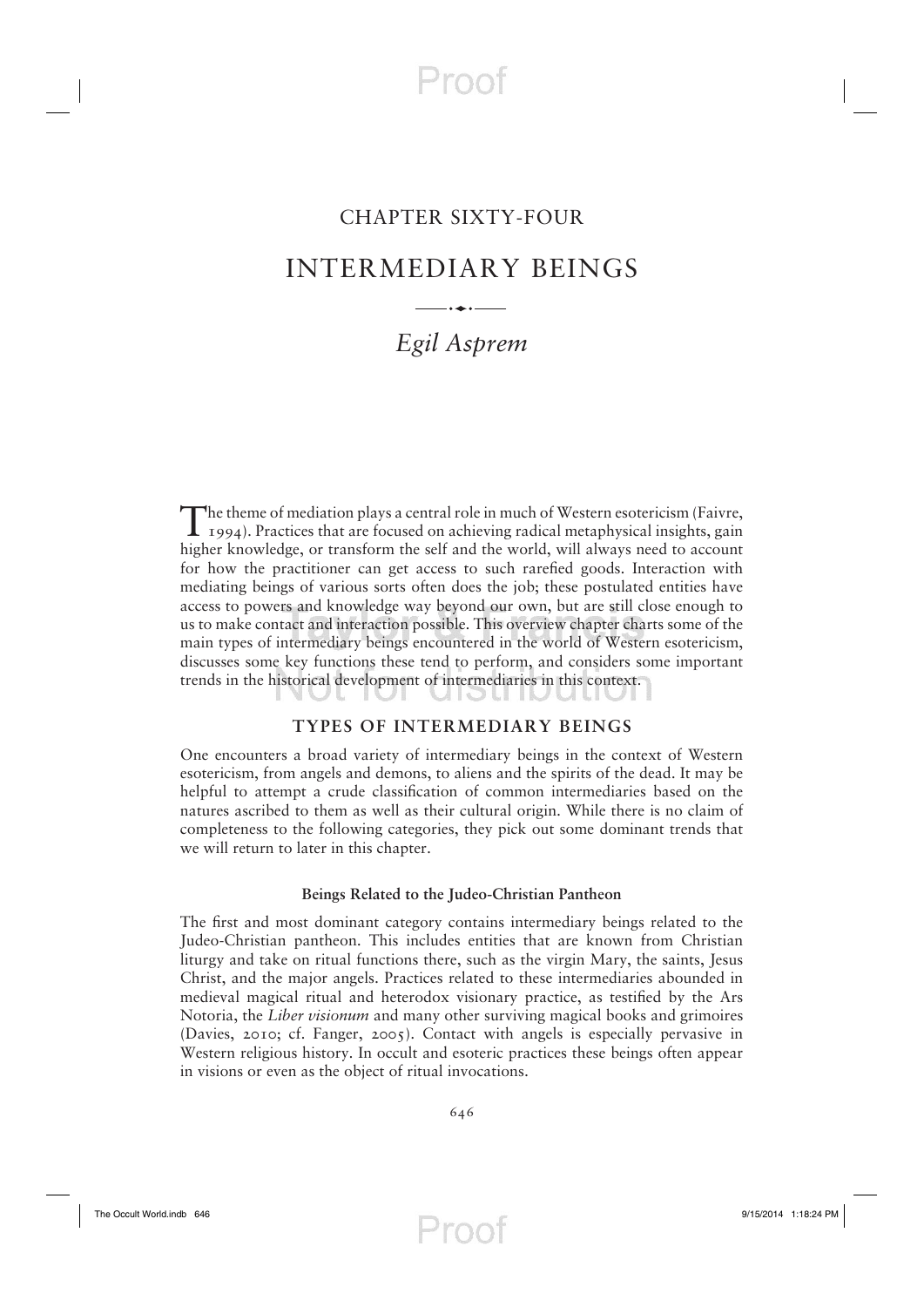CHAPTER SIXTY-FOUR

# INTERMEDIARY BEINGS

*Egil Asprem*

The theme of mediation plays a central role in much of Western esotericism (Faivre, 1994). Practices that are focused on achieving radical metaphysical insights, gain higher knowledge, or transform the self and the world, will always need to account for how the practitioner can get access to such rarefied goods. Interaction with mediating beings of various sorts often does the job; these postulated entities have access to powers and knowledge way beyond our own, but are still close enough to us to make contact and interaction possible. This overview chapter charts some of the main types of intermediary beings encountered in the world of Western esotericism, discusses some key functions these tend to perform, and considers some important trends in the historical development of intermediaries in this context.

## TYPES OF INTERMEDIARY BEINGS

One encounters a broad variety of intermediary beings in the context of Western esotericism, from angels and demons, to aliens and the spirits of the dead. It may be helpful to attempt a crude classification of common intermediaries based on the natures ascribed to them as well as their cultural origin. While there is no claim of completeness to the following categories, they pick out some dominant trends that we will return to later in this chapter.

### Beings Related to the Judeo-Christian Pantheon

The first and most dominant category contains intermediary beings related to the Judeo-Christian pantheon. This includes entities that are known from Christian liturgy and take on ritual functions there, such as the virgin Mary, the saints, Jesus Christ, and the major angels. Practices related to these intermediaries abounded in medieval magical ritual and heterodox visionary practice, as testified by the Ars Notoria, the *Liber visionum* and many other surviving magical books and grimoires (Davies, 2010; cf. Fanger, 2005). Contact with angels is especially pervasive in Western religious history. In occult and esoteric practices these beings often appear in visions or even as the object of ritual invocations.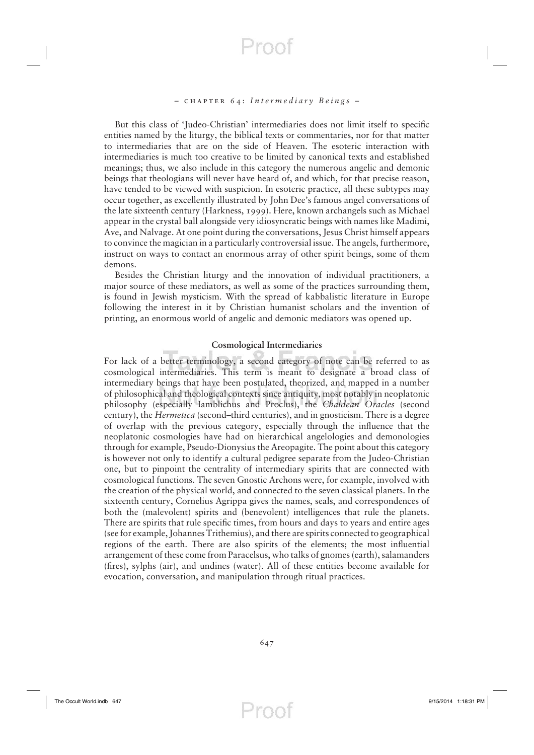But this class of 'Judeo-Christian' intermediaries does not limit itself to specific entities named by the liturgy, the biblical texts or commentaries, nor for that matter to intermediaries that are on the side of Heaven. The esoteric interaction with intermediaries is much too creative to be limited by canonical texts and established meanings; thus, we also include in this category the numerous angelic and demonic beings that theologians will never have heard of, and which, for that precise reason, have tended to be viewed with suspicion. In esoteric practice, all these subtypes may occur together, as excellently illustrated by John Dee's famous angel conversations of the late sixteenth century (Harkness, 1999). Here, known archangels such as Michael appear in the crystal ball alongside very idiosyncratic beings with names like Madimi, Ave, and Nalvage. At one point during the conversations, Jesus Christ himself appears to convince the magician in a particularly controversial issue. The angels, furthermore, instruct on ways to contact an enormous array of other spirit beings, some of them demons.

Besides the Christian liturgy and the innovation of individual practitioners, a major source of these mediators, as well as some of the practices surrounding them, is found in Jewish mysticism. With the spread of kabbalistic literature in Europe following the interest in it by Christian humanist scholars and the invention of printing, an enormous world of angelic and demonic mediators was opened up.

### Cosmological Intermediaries

For lack of a better terminology, a second category of note can be referred to as cosmological intermediaries. This term is meant to designate a broad class of intermediary beings that have been postulated, theorized, and mapped in a number of philosophical and theological contexts since antiquity, most notably in neoplatonic philosophy (especially Iamblichus and Proclus), the *Chaldean Oracles* (second century), the *Hermetica* (second–third centuries), and in gnosticism. There is a degree of overlap with the previous category, especially through the influence that the neoplatonic cosmologies have had on hierarchical angelologies and demonologies through for example, Pseudo-Dionysius the Areopagite. The point about this category is however not only to identify a cultural pedigree separate from the Judeo-Christian one, but to pinpoint the centrality of intermediary spirits that are connected with cosmological functions. The seven Gnostic Archons were, for example, involved with the creation of the physical world, and connected to the seven classical planets. In the sixteenth century, Cornelius Agrippa gives the names, seals, and correspondences of both the (malevolent) spirits and (benevolent) intelligences that rule the planets. There are spirits that rule specific times, from hours and days to years and entire ages (see for example, Johannes Trithemius), and there are spirits connected to geographical regions of the earth. There are also spirits of the elements; the most influential arrangement of these come from Paracelsus, who talks of gnomes (earth), salamanders (fires), sylphs (air), and undines (water). All of these entities become available for evocation, conversation, and manipulation through ritual practices.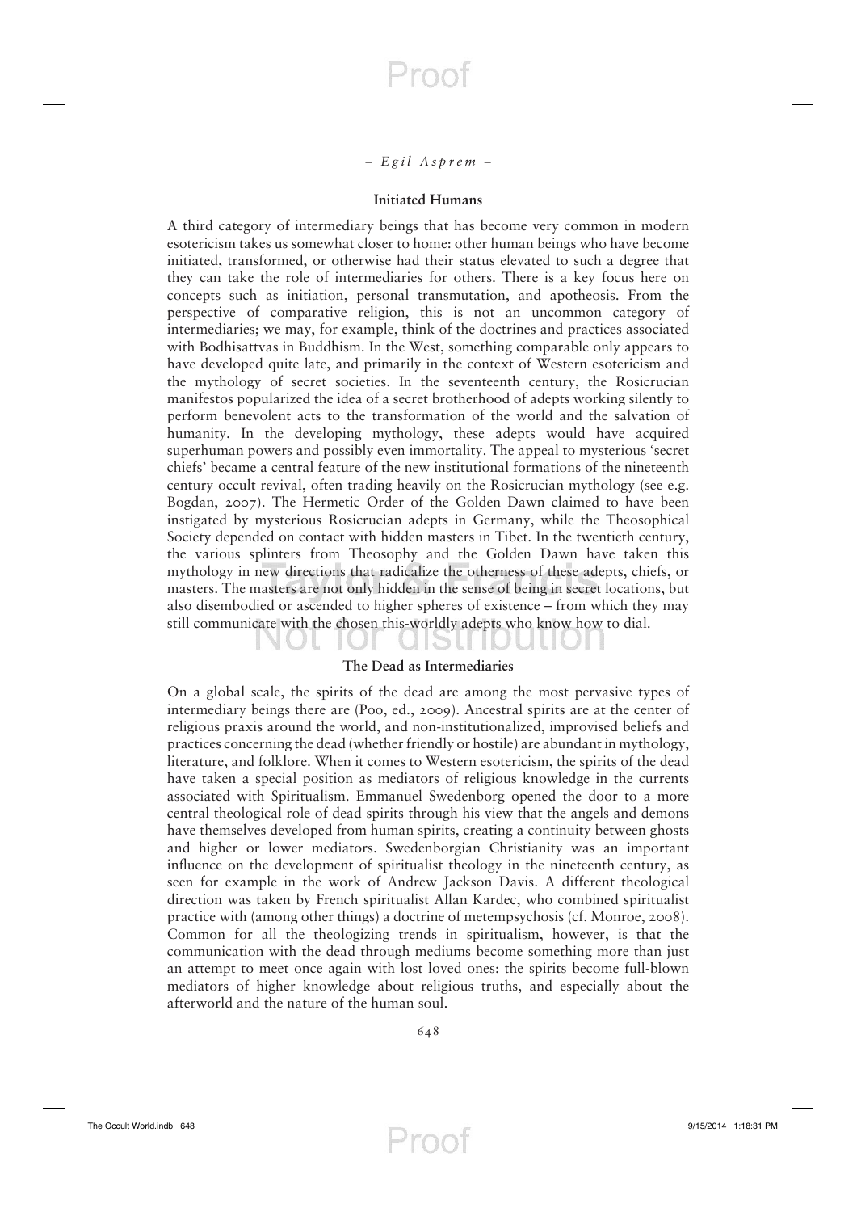### Initiated Humans

A third category of intermediary beings that has become very common in modern esotericism takes us somewhat closer to home: other human beings who have become initiated, transformed, or otherwise had their status elevated to such a degree that they can take the role of intermediaries for others. There is a key focus here on concepts such as initiation, personal transmutation, and apotheosis. From the perspective of comparative religion, this is not an uncommon category of intermediaries; we may, for example, think of the doctrines and practices associated with Bodhisattvas in Buddhism. In the West, something comparable only appears to have developed quite late, and primarily in the context of Western esotericism and the mythology of secret societies. In the seventeenth century, the Rosicrucian manifestos popularized the idea of a secret brotherhood of adepts working silently to perform benevolent acts to the transformation of the world and the salvation of humanity. In the developing mythology, these adepts would have acquired superhuman powers and possibly even immortality. The appeal to mysterious 'secret chiefs' became a central feature of the new institutional formations of the nineteenth century occult revival, often trading heavily on the Rosicrucian mythology (see e.g. Bogdan, 2007). The Hermetic Order of the Golden Dawn claimed to have been instigated by mysterious Rosicrucian adepts in Germany, while the Theosophical Society depended on contact with hidden masters in Tibet. In the twentieth century, the various splinters from Theosophy and the Golden Dawn have taken this mythology in new directions that radicalize the otherness of these adepts, chiefs, or masters. The masters are not only hidden in the sense of being in secret locations, but also disembodied or ascended to higher spheres of existence – from which they may still communicate with the chosen this-worldly adepts who know how to dial.

### The Dead as Intermediaries

On a global scale, the spirits of the dead are among the most pervasive types of intermediary beings there are (Poo, ed., 2009). Ancestral spirits are at the center of religious praxis around the world, and non-institutionalized, improvised beliefs and practices concerning the dead (whether friendly or hostile) are abundant in mythology, literature, and folklore. When it comes to Western esotericism, the spirits of the dead have taken a special position as mediators of religious knowledge in the currents associated with Spiritualism. Emmanuel Swedenborg opened the door to a more central theological role of dead spirits through his view that the angels and demons have themselves developed from human spirits, creating a continuity between ghosts and higher or lower mediators. Swedenborgian Christianity was an important influence on the development of spiritualist theology in the nineteenth century, as seen for example in the work of Andrew Jackson Davis. A different theological direction was taken by French spiritualist Allan Kardec, who combined spiritualist practice with (among other things) a doctrine of metempsychosis (cf. Monroe, 2008). Common for all the theologizing trends in spiritualism, however, is that the communication with the dead through mediums become something more than just an attempt to meet once again with lost loved ones: the spirits become full-blown mediators of higher knowledge about religious truths, and especially about the afterworld and the nature of the human soul.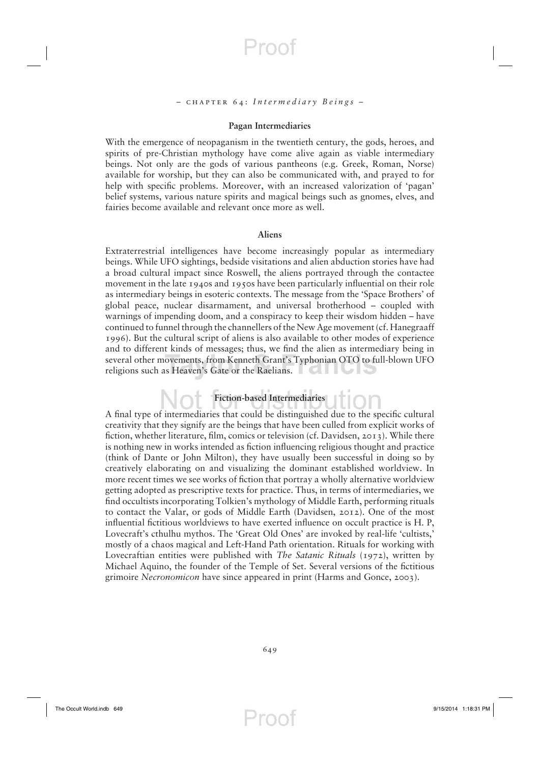### Pagan Intermediaries

With the emergence of neopaganism in the twentieth century, the gods, heroes, and spirits of pre-Christian mythology have come alive again as viable intermediary beings. Not only are the gods of various pantheons (e.g. Greek, Roman, Norse) available for worship, but they can also be communicated with, and prayed to for help with specific problems. Moreover, with an increased valorization of 'pagan' belief systems, various nature spirits and magical beings such as gnomes, elves, and fairies become available and relevant once more as well.

### Aliens

Extraterrestrial intelligences have become increasingly popular as intermediary beings. While UFO sightings, bedside visitations and alien abduction stories have had a broad cultural impact since Roswell, the aliens portrayed through the contactee movement in the late 1940s and 1950s have been particularly influential on their role as intermediary beings in esoteric contexts. The message from the 'Space Brothers' of global peace, nuclear disarmament, and universal brotherhood – coupled with warnings of impending doom, and a conspiracy to keep their wisdom hidden – have continued to funnel through the channellers of the New Age movement (cf. Hanegraaff 1996). But the cultural script of aliens is also available to other modes of experience and to different kinds of messages; thus, we find the alien as intermediary being in several other movements, from Kenneth Grant's Typhonian OTO to full-blown UFO religions such as Heaven's Gate or the Raelians.

### Fiction-based Intermediaries

A final type of intermediaries that could be distinguished due to the specific cultural creativity that they signify are the beings that have been culled from explicit works of fiction, whether literature, film, comics or television (cf. Davidsen, 2013). While there is nothing new in works intended as fiction influencing religious thought and practice (think of Dante or John Milton), they have usually been successful in doing so by creatively elaborating on and visualizing the dominant established worldview. In more recent times we see works of fiction that portray a wholly alternative worldview getting adopted as prescriptive texts for practice. Thus, in terms of intermediaries, we find occultists incorporating Tolkien's mythology of Middle Earth, performing rituals to contact the Valar, or gods of Middle Earth (Davidsen, 2012). One of the most influential fictitious worldviews to have exerted influence on occult practice is H. P, Lovecraft's cthulhu mythos. The 'Great Old Ones' are invoked by real-life 'cultists,' mostly of a chaos magical and Left-Hand Path orientation. Rituals for working with Lovecraftian entities were published with *The Satanic Rituals* (1972), written by Michael Aquino, the founder of the Temple of Set. Several versions of the fictitious grimoire *Necronomicon* have since appeared in print (Harms and Gonce, 2003).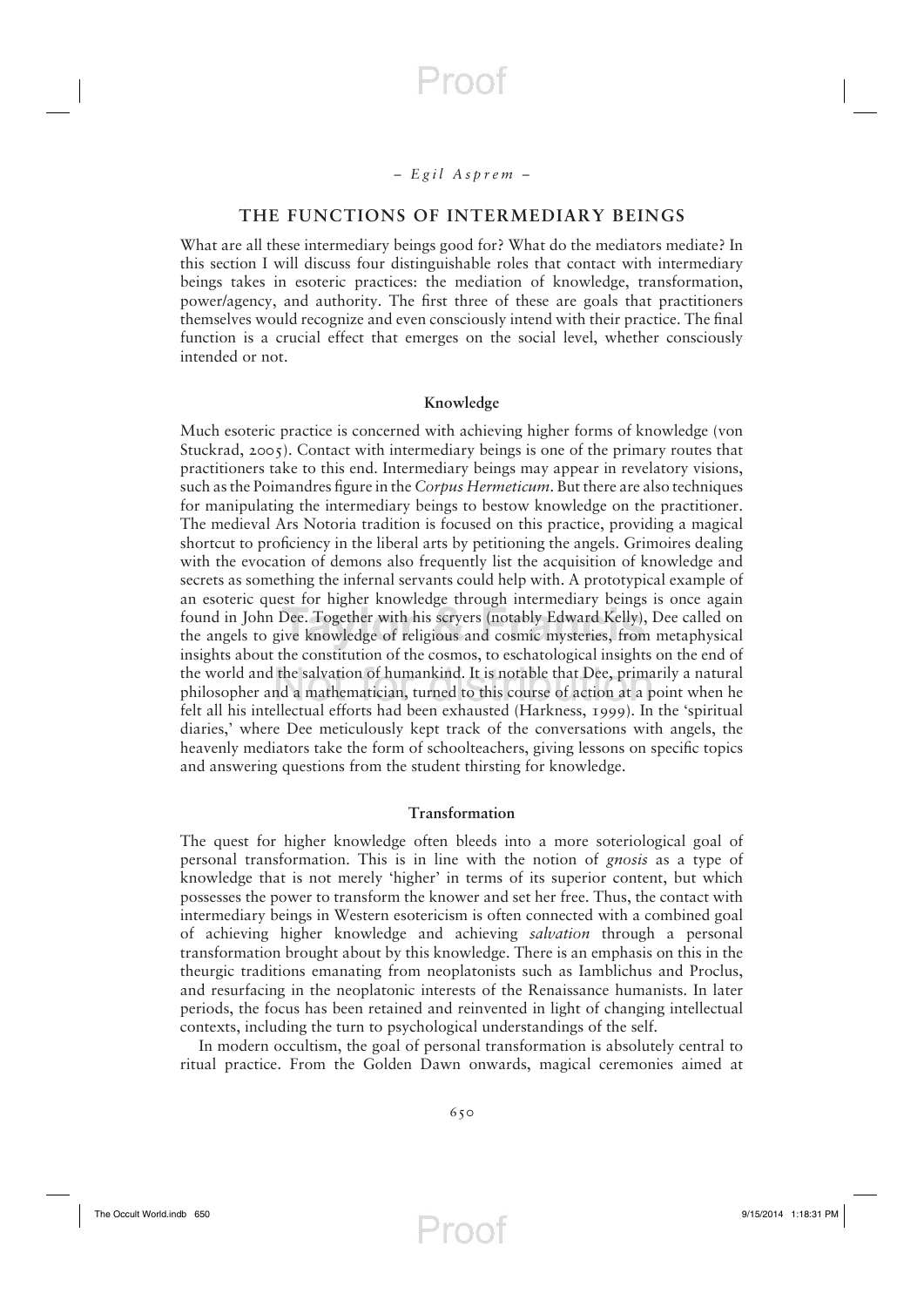## THE FUNCTIONS OF INTERMEDIARY BEINGS

What are all these intermediary beings good for? What do the mediators mediate? In this section I will discuss four distinguishable roles that contact with intermediary beings takes in esoteric practices: the mediation of knowledge, transformation, power/agency, and authority. The first three of these are goals that practitioners themselves would recognize and even consciously intend with their practice. The final function is a crucial effect that emerges on the social level, whether consciously intended or not.

### Knowledge

Much esoteric practice is concerned with achieving higher forms of knowledge (von Stuckrad, 2005). Contact with intermediary beings is one of the primary routes that practitioners take to this end. Intermediary beings may appear in revelatory visions, such as the Poimandres figure in the *Corpus Hermeticum*. But there are also techniques for manipulating the intermediary beings to bestow knowledge on the practitioner. The medieval Ars Notoria tradition is focused on this practice, providing a magical shortcut to proficiency in the liberal arts by petitioning the angels. Grimoires dealing with the evocation of demons also frequently list the acquisition of knowledge and secrets as something the infernal servants could help with. A prototypical example of an esoteric quest for higher knowledge through intermediary beings is once again found in John Dee. Together with his scryers (notably Edward Kelly), Dee called on the angels to give knowledge of religious and cosmic mysteries, from metaphysical insights about the constitution of the cosmos, to eschatological insights on the end of the world and the salvation of humankind. It is notable that Dee, primarily a natural philosopher and a mathematician, turned to this course of action at a point when he felt all his intellectual efforts had been exhausted (Harkness, 1999). In the 'spiritual diaries,' where Dee meticulously kept track of the conversations with angels, the heavenly mediators take the form of schoolteachers, giving lessons on specific topics and answering questions from the student thirsting for knowledge.

### Transformation

The quest for higher knowledge often bleeds into a more soteriological goal of personal transformation. This is in line with the notion of *gnosis* as a type of knowledge that is not merely 'higher' in terms of its superior content, but which possesses the power to transform the knower and set her free. Thus, the contact with intermediary beings in Western esotericism is often connected with a combined goal of achieving higher knowledge and achieving *salvation* through a personal transformation brought about by this knowledge. There is an emphasis on this in the theurgic traditions emanating from neoplatonists such as Iamblichus and Proclus, and resurfacing in the neoplatonic interests of the Renaissance humanists. In later periods, the focus has been retained and reinvented in light of changing intellectual contexts, including the turn to psychological understandings of the self.

In modern occultism, the goal of personal transformation is absolutely central to ritual practice. From the Golden Dawn onwards, magical ceremonies aimed at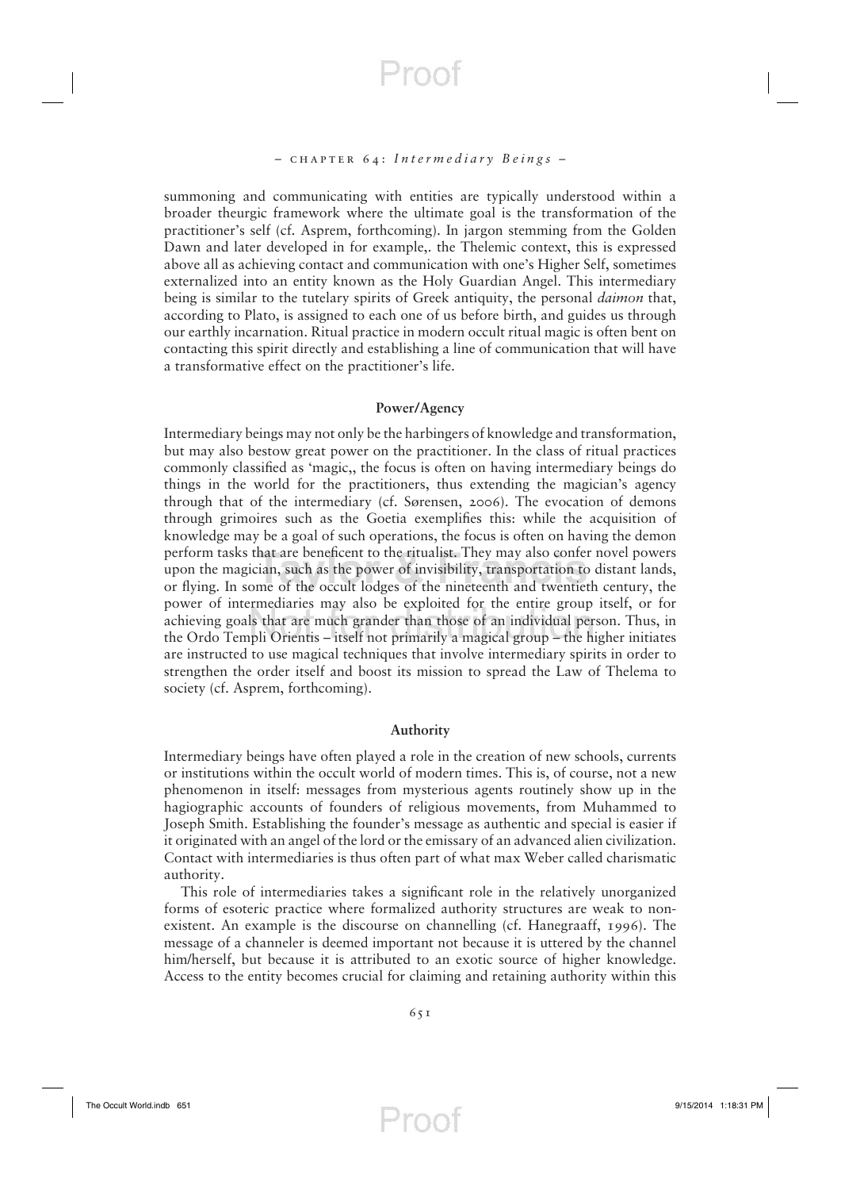summoning and communicating with entities are typically understood within a broader theurgic framework where the ultimate goal is the transformation of the practitioner's self (cf. Asprem, forthcoming). In jargon stemming from the Golden Dawn and later developed in for example,. the Thelemic context, this is expressed above all as achieving contact and communication with one's Higher Self, sometimes externalized into an entity known as the Holy Guardian Angel. This intermediary being is similar to the tutelary spirits of Greek antiquity, the personal *daimon* that, according to Plato, is assigned to each one of us before birth, and guides us through our earthly incarnation. Ritual practice in modern occult ritual magic is often bent on contacting this spirit directly and establishing a line of communication that will have a transformative effect on the practitioner's life.

### Power/Agency

Intermediary beings may not only be the harbingers of knowledge and transformation, but may also bestow great power on the practitioner. In the class of ritual practices commonly classified as 'magic,, the focus is often on having intermediary beings do things in the world for the practitioners, thus extending the magician's agency through that of the intermediary (cf. Sørensen, 2006). The evocation of demons through grimoires such as the Goetia exemplifies this: while the acquisition of knowledge may be a goal of such operations, the focus is often on having the demon perform tasks that are beneficent to the ritualist. They may also confer novel powers upon the magician, such as the power of invisibility, transportation to distant lands, or flying. In some of the occult lodges of the nineteenth and twentieth century, the power of intermediaries may also be exploited for the entire group itself, or for achieving goals that are much grander than those of an individual person. Thus, in the Ordo Templi Orientis – itself not primarily a magical group – the higher initiates are instructed to use magical techniques that involve intermediary spirits in order to strengthen the order itself and boost its mission to spread the Law of Thelema to society (cf. Asprem, forthcoming).

### Authority

Intermediary beings have often played a role in the creation of new schools, currents or institutions within the occult world of modern times. This is, of course, not a new phenomenon in itself: messages from mysterious agents routinely show up in the hagiographic accounts of founders of religious movements, from Muhammed to Joseph Smith. Establishing the founder's message as authentic and special is easier if it originated with an angel of the lord or the emissary of an advanced alien civilization. Contact with intermediaries is thus often part of what max Weber called charismatic authority.

This role of intermediaries takes a significant role in the relatively unorganized forms of esoteric practice where formalized authority structures are weak to non-existent. An example is the discourse on channelling (cf. Hanegraaff, 1996). The message of a channeler is deemed important not because it is uttered by the channel him/herself, but because it is attributed to an exotic source of higher knowledge. Access to the entity becomes crucial for claiming and retaining authority within this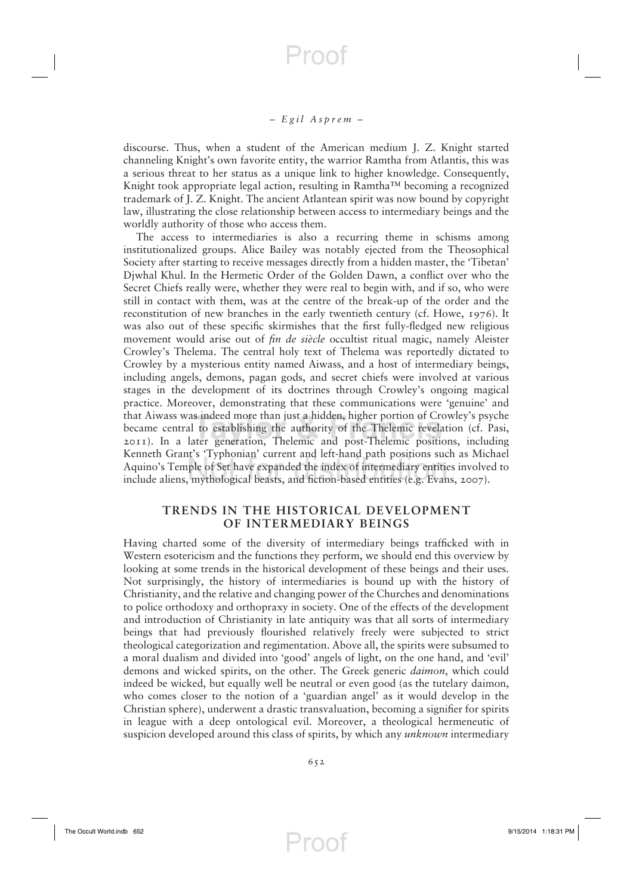discourse. Thus, when a student of the American medium J. Z. Knight started channeling Knight's own favorite entity, the warrior Ramtha from Atlantis, this was a serious threat to her status as a unique link to higher knowledge. Consequently, Knight took appropriate legal action, resulting in Ramtha™ becoming a recognized trademark of J. Z. Knight. The ancient Atlantean spirit was now bound by copyright law, illustrating the close relationship between access to intermediary beings and the worldly authority of those who access them.

The access to intermediaries is also a recurring theme in schisms among institutionalized groups. Alice Bailey was notably ejected from the Theosophical Society after starting to receive messages directly from a hidden master, the 'Tibetan' Djwhal Khul. In the Hermetic Order of the Golden Dawn, a conflict over who the Secret Chiefs really were, whether they were real to begin with, and if so, who were still in contact with them, was at the centre of the break-up of the order and the reconstitution of new branches in the early twentieth century (cf. Howe, 1976). It was also out of these specific skirmishes that the first fully-fledged new religious movement would arise out of *fin de siècle* occultist ritual magic, namely Aleister Crowley's Thelema. The central holy text of Thelema was reportedly dictated to Crowley by a mysterious entity named Aiwass, and a host of intermediary beings, including angels, demons, pagan gods, and secret chiefs were involved at various stages in the development of its doctrines through Crowley's ongoing magical practice. Moreover, demonstrating that these communications were 'genuine' and that Aiwass was indeed more than just a hidden, higher portion of Crowley's psyche became central to establishing the authority of the Thelemic revelation (cf. Pasi, 2011). In a later generation, Thelemic and post-Thelemic positions, including Kenneth Grant's 'Typhonian' current and left-hand path positions such as Michael Aquino's Temple of Set have expanded the index of intermediary entities involved to include aliens, mythological beasts, and fiction-based entities (e.g. Evans, 2007).

## TRENDS IN THE HISTORICAL DEVELOPMENT OF INTERMEDIARY BEINGS

Having charted some of the diversity of intermediary beings trafficked with in Western esotericism and the functions they perform, we should end this overview by looking at some trends in the historical development of these beings and their uses. Not surprisingly, the history of intermediaries is bound up with the history of Christianity, and the relative and changing power of the Churches and denominations to police orthodoxy and orthopraxy in society. One of the effects of the development and introduction of Christianity in late antiquity was that all sorts of intermediary beings that had previously flourished relatively freely were subjected to strict theological categorization and regimentation. Above all, the spirits were subsumed to a moral dualism and divided into 'good' angels of light, on the one hand, and 'evil' demons and wicked spirits, on the other. The Greek generic *daimon*, which could indeed be wicked, but equally well be neutral or even good (as the tutelary daimon, who comes closer to the notion of a 'guardian angel' as it would develop in the Christian sphere), underwent a drastic transvaluation, becoming a signifier for spirits in league with a deep ontological evil. Moreover, a theological hermeneutic of suspicion developed around this class of spirits, by which any *unknown* intermediary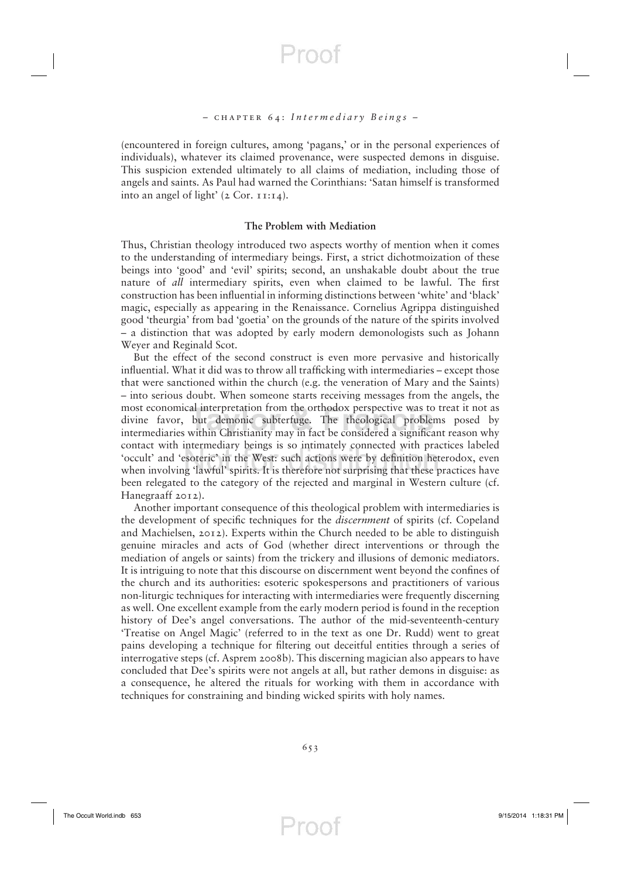(encountered in foreign cultures, among 'pagans,' or in the personal experiences of individuals), whatever its claimed provenance, were suspected demons in disguise. This suspicion extended ultimately to all claims of mediation, including those of angels and saints. As Paul had warned the Corinthians: 'Satan himself is transformed into an angel of light' (2 Cor. 11:14).

### The Problem with Mediation

Thus, Christian theology introduced two aspects worthy of mention when it comes to the understanding of intermediary beings. First, a strict dichotmoization of these beings into 'good' and 'evil' spirits; second, an unshakable doubt about the true nature of *all* intermediary spirits, even when claimed to be lawful. The first construction has been influential in informing distinctions between 'white' and 'black' magic, especially as appearing in the Renaissance. Cornelius Agrippa distinguished good 'theurgia' from bad 'goetia' on the grounds of the nature of the spirits involved – a distinction that was adopted by early modern demonologists such as Johann Weyer and Reginald Scot.

But the effect of the second construct is even more pervasive and historically influential. What it did was to throw all trafficking with intermediaries – except those that were sanctioned within the church (e.g. the veneration of Mary and the Saints) – into serious doubt. When someone starts receiving messages from the angels, the most economical interpretation from the orthodox perspective was to treat it not as divine favor, but demonic subterfuge. The theological problems posed by intermediaries within Christianity may in fact be considered a significant reason why contact with intermediary beings is so intimately connected with practices labeled 'occult' and 'esoteric' in the West: such actions were by definition heterodox, even when involving 'lawful' spirits. It is therefore not surprising that these practices have been relegated to the category of the rejected and marginal in Western culture (cf. Hanegraaff 2012).

Another important consequence of this theological problem with intermediaries is the development of specific techniques for the *discernment* of spirits (cf. Copeland and Machielsen, 2012). Experts within the Church needed to be able to distinguish genuine miracles and acts of God (whether direct interventions or through the mediation of angels or saints) from the trickery and illusions of demonic mediators. It is intriguing to note that this discourse on discernment went beyond the confines of the church and its authorities: esoteric spokespersons and practitioners of various non-liturgic techniques for interacting with intermediaries were frequently discerning as well. One excellent example from the early modern period is found in the reception history of Dee's angel conversations. The author of the mid-seventeenth-century 'Treatise on Angel Magic' (referred to in the text as one Dr. Rudd) went to great pains developing a technique for filtering out deceitful entities through a series of interrogative steps (cf. Asprem 2008b). This discerning magician also appears to have concluded that Dee's spirits were not angels at all, but rather demons in disguise: as a consequence, he altered the rituals for working with them in accordance with techniques for constraining and binding wicked spirits with holy names.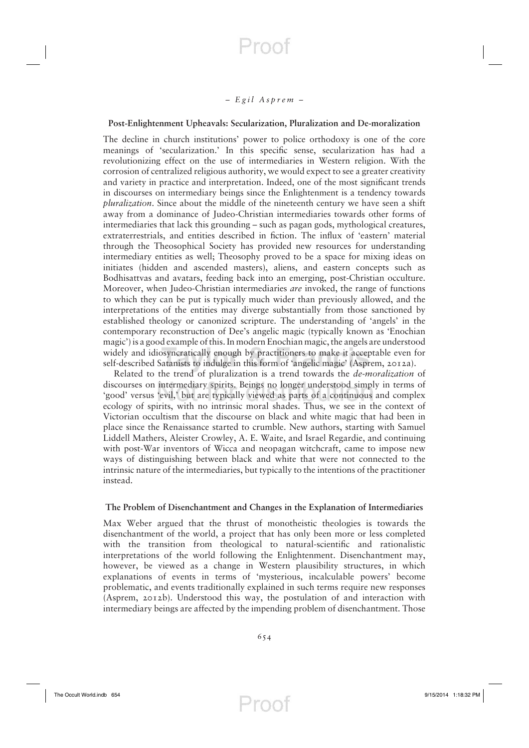## Post-Enlightenment Upheavals: Secularization, Pluralization and De-moralization

The decline in church institutions' power to police orthodoxy is one of the core meanings of 'secularization.' In this specific sense, secularization has had a revolutionizing effect on the use of intermediaries in Western religion. With the corrosion of centralized religious authority, we would expect to see a greater creativity and variety in practice and interpretation. Indeed, one of the most significant trends in discourses on intermediary beings since the Enlightenment is a tendency towards *pluralization*. Since about the middle of the nineteenth century we have seen a shift away from a dominance of Judeo-Christian intermediaries towards other forms of intermediaries that lack this grounding – such as pagan gods, mythological creatures, extraterrestrials, and entities described in fiction. The influx of 'eastern' material through the Theosophical Society has provided new resources for understanding intermediary entities as well; Theosophy proved to be a space for mixing ideas on initiates (hidden and ascended masters), aliens, and eastern concepts such as Bodhisattvas and avatars, feeding back into an emerging, post-Christian occulture. Moreover, when Judeo-Christian intermediaries *are* invoked, the range of functions to which they can be put is typically much wider than previously allowed, and the interpretations of the entities may diverge substantially from those sanctioned by established theology or canonized scripture. The understanding of 'angels' in the contemporary reconstruction of Dee's angelic magic (typically known as 'Enochian magic') is a good example of this. In modern Enochian magic, the angels are understood widely and idiosyncratically enough by practitioners to make it acceptable even for self-described Satanists to indulge in this form of 'angelic magic' (Asprem, 2012a).

Related to the trend of pluralization is a trend towards the *de-moralization* of discourses on intermediary spirits. Beings no longer understood simply in terms of 'good' versus 'evil,' but are typically viewed as parts of a continuous and complex ecology of spirits, with no intrinsic moral shades. Thus, we see in the context of Victorian occultism that the discourse on black and white magic that had been in place since the Renaissance started to crumble. New authors, starting with Samuel Liddell Mathers, Aleister Crowley, A. E. Waite, and Israel Regardie, and continuing with post-War inventors of Wicca and neopagan witchcraft, came to impose new ways of distinguishing between black and white that were not connected to the intrinsic nature of the intermediaries, but typically to the intentions of the practitioner instead.

## The Problem of Disenchantment and Changes in the Explanation of Intermediaries

Max Weber argued that the thrust of monotheistic theologies is towards the disenchantment of the world, a project that has only been more or less completed with the transition from theological to natural-scientific and rationalistic interpretations of the world following the Enlightenment. Disenchantment may, however, be viewed as a change in Western plausibility structures, in which explanations of events in terms of 'mysterious, incalculable powers' become problematic, and events traditionally explained in such terms require new responses (Asprem, 2012b). Understood this way, the postulation of and interaction with intermediary beings are affected by the impending problem of disenchantment. Those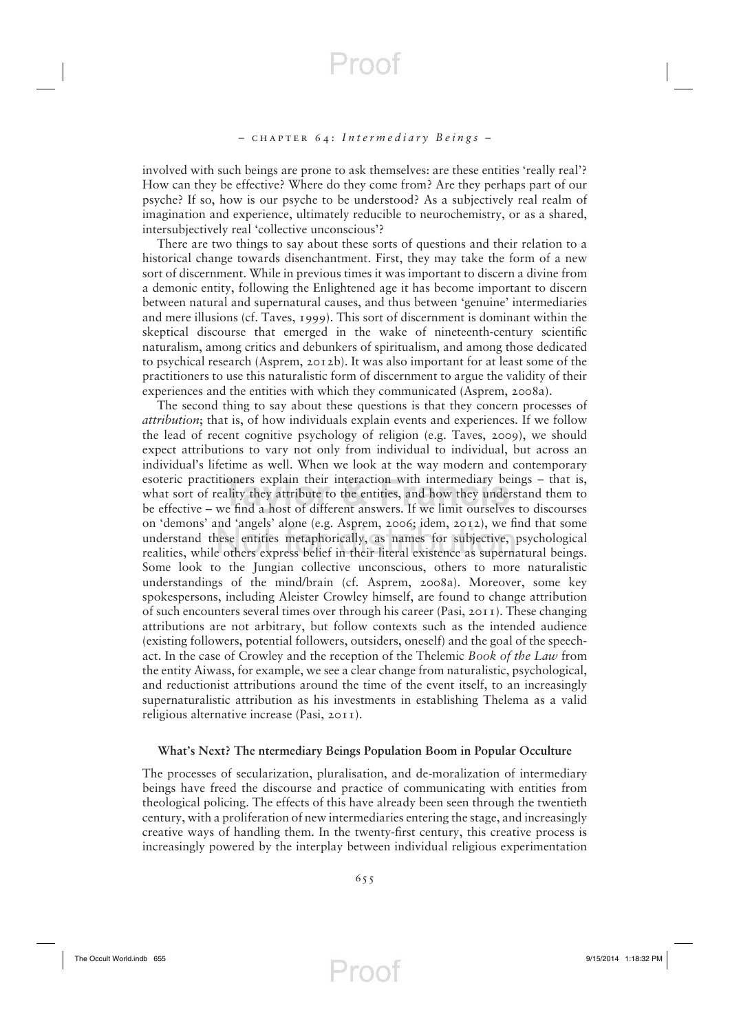involved with such beings are prone to ask themselves: are these entities 'really real'? How can they be effective? Where do they come from? Are they perhaps part of our psyche? If so, how is our psyche to be understood? As a subjectively real realm of imagination and experience, ultimately reducible to neurochemistry, or as a shared, intersubjectively real 'collective unconscious'?

There are two things to say about these sorts of questions and their relation to a historical change towards disenchantment. First, they may take the form of a new sort of discernment. While in previous times it was important to discern a divine from a demonic entity, following the Enlightened age it has become important to discern between natural and supernatural causes, and thus between 'genuine' intermediaries and mere illusions (cf. Taves, 1999). This sort of discernment is dominant within the skeptical discourse that emerged in the wake of nineteenth-century scientific naturalism, among critics and debunkers of spiritualism, and among those dedicated to psychical research (Asprem, 2012b). It was also important for at least some of the practitioners to use this naturalistic form of discernment to argue the validity of their experiences and the entities with which they communicated (Asprem, 2008a).

The second thing to say about these questions is that they concern processes of *attribution*; that is, of how individuals explain events and experiences. If we follow the lead of recent cognitive psychology of religion (e.g. Taves, 2009), we should expect attributions to vary not only from individual to individual, but across an individual's lifetime as well. When we look at the way modern and contemporary esoteric practitioners explain their interaction with intermediary beings – that is, what sort of reality they attribute to the entities, and how they understand them to be effective – we find a host of different answers. If we limit ourselves to discourses on 'demons' and 'angels' alone (e.g. Asprem, 2006; idem, 2012), we find that some understand these entities metaphorically, as names for subjective, psychological realities, while others express belief in their literal existence as supernatural beings. Some look to the Jungian collective unconscious, others to more naturalistic understandings of the mind/brain (cf. Asprem, 2008a). Moreover, some key spokespersons, including Aleister Crowley himself, are found to change attribution of such encounters several times over through his career (Pasi, 2011). These changing attributions are not arbitrary, but follow contexts such as the intended audience (existing followers, potential followers, outsiders, oneself) and the goal of the speech-act. In the case of Crowley and the reception of the Thelemic *Book of the Law* from the entity Aiwass, for example, we see a clear change from naturalistic, psychological, and reductionist attributions around the time of the event itself, to an increasingly supernaturalistic attribution as his investments in establishing Thelema as a valid religious alternative increase (Pasi, 2011).

### What's Next? The ntermediary Beings Population Boom in Popular Occulture

The processes of secularization, pluralisation, and de-moralization of intermediary beings have freed the discourse and practice of communicating with entities from theological policing. The effects of this have already been seen through the twentieth century, with a proliferation of new intermediaries entering the stage, and increasingly creative ways of handling them. In the twenty-first century, this creative process is increasingly powered by the interplay between individual religious experimentation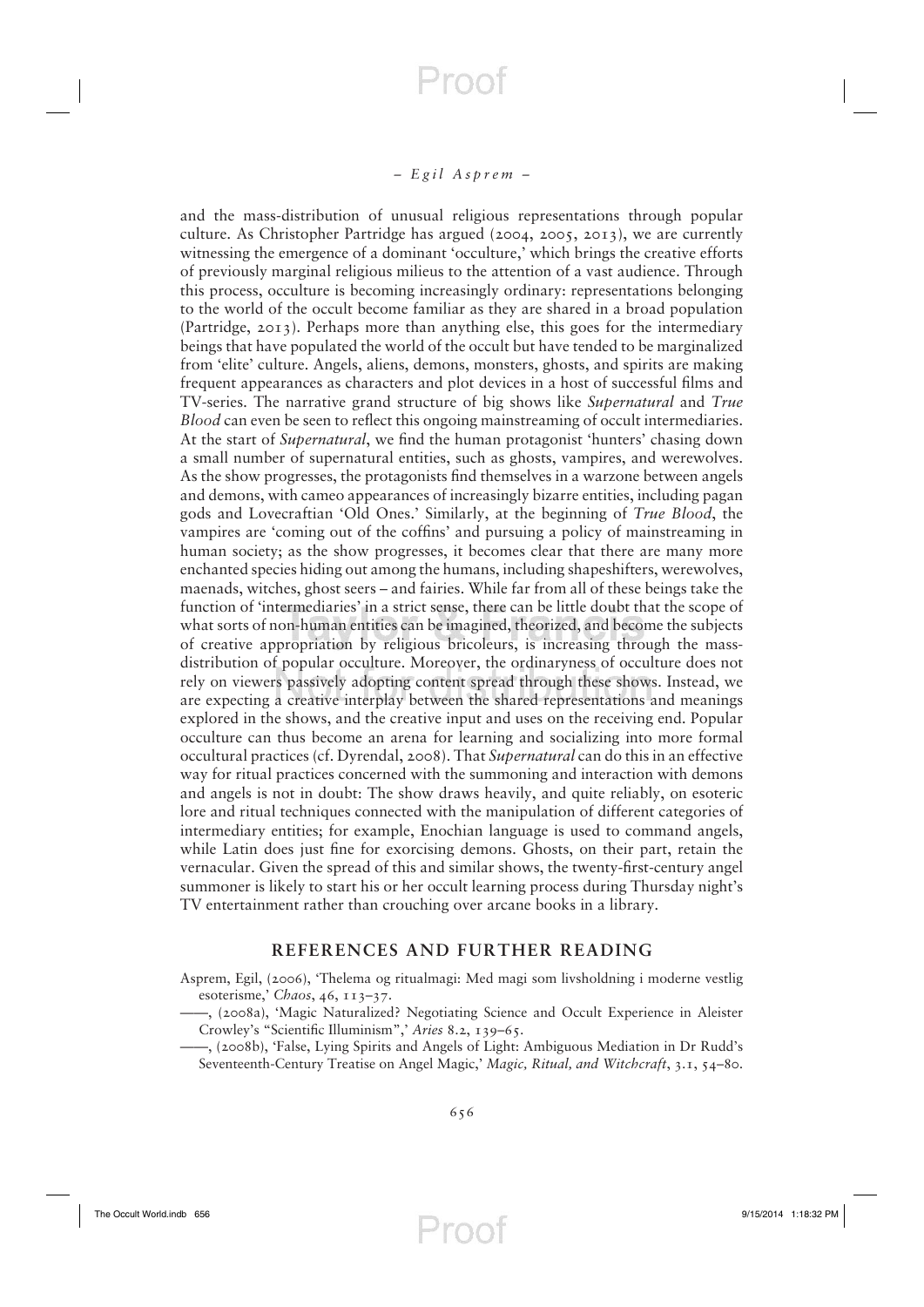and the mass-distribution of unusual religious representations through popular culture. As Christopher Partridge has argued (2004, 2005, 2013), we are currently witnessing the emergence of a dominant 'occulture,' which brings the creative efforts of previously marginal religious milieus to the attention of a vast audience. Through this process, occulture is becoming increasingly ordinary: representations belonging to the world of the occult become familiar as they are shared in a broad population (Partridge, 2013). Perhaps more than anything else, this goes for the intermediary beings that have populated the world of the occult but have tended to be marginalized from 'elite' culture. Angels, aliens, demons, monsters, ghosts, and spirits are making frequent appearances as characters and plot devices in a host of successful films and TV-series. The narrative grand structure of big shows like *Supernatural* and *True Blood* can even be seen to reflect this ongoing mainstreaming of occult intermediaries. At the start of *Supernatural*, we find the human protagonist 'hunters' chasing down a small number of supernatural entities, such as ghosts, vampires, and werewolves. As the show progresses, the protagonists find themselves in a warzone between angels and demons, with cameo appearances of increasingly bizarre entities, including pagan gods and Lovecraftian 'Old Ones.' Similarly, at the beginning of *True Blood*, the vampires are 'coming out of the coffins' and pursuing a policy of mainstreaming in human society; as the show progresses, it becomes clear that there are many more enchanted species hiding out among the humans, including shapeshifters, werewolves, maenads, witches, ghost seers – and fairies. While far from all of these beings take the function of 'intermediaries' in a strict sense, there can be little doubt that the scope of what sorts of non-human entities can be imagined, theorized, and become the subjects of creative appropriation by religious bricoleurs, is increasing through the mass-distribution of popular occulture. Moreover, the ordinaryness of occulture does not rely on viewers passively adopting content spread through these shows. Instead, we are expecting a creative interplay between the shared representations and meanings explored in the shows, and the creative input and uses on the receiving end. Popular occulture can thus become an arena for learning and socializing into more formal occultural practices (cf. Dyrendal, 2008). That *Supernatural* can do this in an effective way for ritual practices concerned with the summoning and interaction with demons and angels is not in doubt: The show draws heavily, and quite reliably, on esoteric lore and ritual techniques connected with the manipulation of different categories of intermediary entities; for example, Enochian language is used to command angels, while Latin does just fine for exorcising demons. Ghosts, on their part, retain the vernacular. Given the spread of this and similar shows, the twenty-first-century angel summoner is likely to start his or her occult learning process during Thursday night's TV entertainment rather than crouching over arcane books in a library.

## REFERENCES AND FURTHER READING

Asprem, Egil, (2006), 'Thelema og ritualmagi: Med magi som livsholdning i moderne vestlig esoterisme,' *Chaos*, 46, 113–37.

——, (2008a), 'Magic Naturalized? Negotiating Science and Occult Experience in Aleister Crowley's "Scientific Illuminism",' *Aries* 8.2, 139–65.

——, (2008b), 'False, Lying Spirits and Angels of Light: Ambiguous Mediation in Dr Rudd's Seventeenth-Century Treatise on Angel Magic,' *Magic, Ritual, and Witchcraft*, 3.1, 54–80.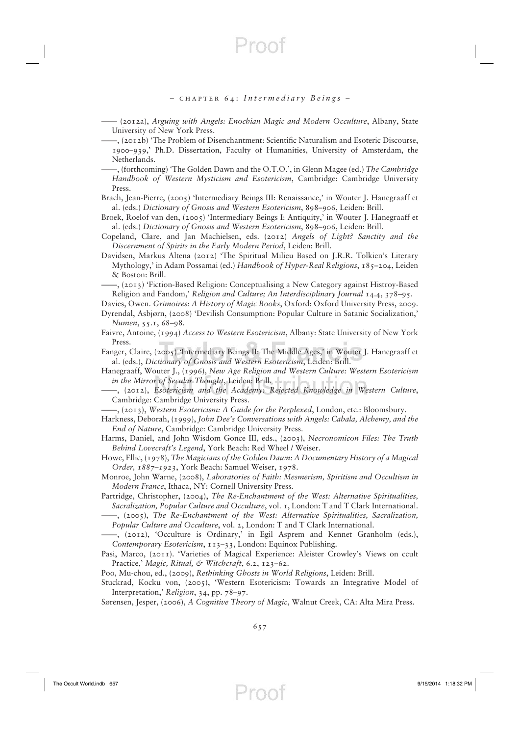——— (2012a), *Arguing with Angels: Enochian Magic and Modern Occulture*, Albany, State University of New York Press.

———, (2012b) 'The Problem of Disenchantment: Scientific Naturalism and Esoteric Discourse, 1900–939,' Ph.D. Dissertation, Faculty of Humanities, University of Amsterdam, the Netherlands.

———, (forthcoming) 'The Golden Dawn and the O.T.O.', in Glenn Magee (ed.) *The Cambridge Handbook of Western Mysticism and Esotericism*, Cambridge: Cambridge University Press.

Brach, Jean-Pierre, (2005) 'Intermediary Beings III: Renaissance,' in Wouter J. Hanegraaff et al. (eds.) *Dictionary of Gnosis and Western Esotericism*, 898–906, Leiden: Brill.

Broek, Roelof van den, (2005) 'Intermediary Beings I: Antiquity,' in Wouter J. Hanegraaff et al. (eds.) *Dictionary of Gnosis and Western Esotericism*, 898–906, Leiden: Brill.

Copeland, Clare, and Jan Machielsen, eds. (2012) *Angels of Light? Sanctity and the Discernment of Spirits in the Early Modern Period*, Leiden: Brill.

Davidsen, Markus Altena (2012) 'The Spiritual Milieu Based on J.R.R. Tolkien's Literary Mythology,' in Adam Possamai (ed.) *Handbook of Hyper-Real Religions*, 185–204, Leiden & Boston: Brill.

———, (2013) 'Fiction-Based Religion: Conceptualising a New Category against Histroy-Based Religion and Fandom,' *Religion and Culture; An Interdisciplinary Journal* 14.4, 378–95.

Davies, Owen. *Grimoires: A History of Magic Books*, Oxford: Oxford University Press, 2009.

Dyrendal, Asbjørn, (2008) 'Devilish Consumption: Popular Culture in Satanic Socialization,' *Numen*, 55.1, 68–98.

Faivre, Antoine, (1994) *Access to Western Esotericism*, Albany: State University of New York Press.

Fanger, Claire, (2005) 'Intermediary Beings II: The Middle Ages,' in Wouter J. Hanegraaff et al. (eds.), *Dictionary of Gnosis and Western Esotericism*, Leiden: Brill.

Hanegraaff, Wouter J., (1996), *New Age Religion and Western Culture: Western Esotericism in the Mirror of Secular Thought*, Leiden: Brill.

———, (2012), *Esotericism and the Academy: Rejected Knowledge in Western Culture*, Cambridge: Cambridge University Press.

———, (2013), *Western Esotericism: A Guide for the Perplexed*, London, etc.: Bloomsbury.

Harkness, Deborah, (1999), *John Dee's Conversations with Angels: Cabala, Alchemy, and the End of Nature*, Cambridge: Cambridge University Press.

Harms, Daniel, and John Wisdom Gonce III, eds., (2003), *Necronomicon Files: The Truth Behind Lovecraft's Legend*, York Beach: Red Wheel / Weiser.

Howe, Ellic, (1978), *The Magicians of the Golden Dawn: A Documentary History of a Magical Order, 1887–1923*, York Beach: Samuel Weiser, 1978.

Monroe, John Warne, (2008), *Laboratories of Faith: Mesmerism, Spiritism and Occultism in Modern France*, Ithaca, NY: Cornell University Press.

Partridge, Christopher, (2004), *The Re-Enchantment of the West: Alternative Spiritualities, Sacralization, Popular Culture and Occulture*, vol. 1, London: T and T Clark International.

———, (2005), *The Re-Enchantment of the West: Alternative Spiritualities, Sacralization, Popular Culture and Occulture*, vol. 2, London: T and T Clark International.

———, (2012), 'Occulture is Ordinary,' in Egil Asprem and Kennet Granholm (eds.), *Contemporary Esotericism*, 113–33, London: Equinox Publishing.

Pasi, Marco, (2011). 'Varieties of Magical Experience: Aleister Crowley's Views on ccult Practice,' *Magic, Ritual, & Witchcraft*, 6.2, 123–62.

Poo, Mu-chou, ed., (2009), *Rethinking Ghosts in World Religions*, Leiden: Brill.

Stuckrad, Kocku von, (2005), 'Western Esotericism: Towards an Integrative Model of Interpretation,' *Religion*, 34, pp. 78–97.

Sørensen, Jesper, (2006), *A Cognitive Theory of Magic*, Walnut Creek, CA: Alta Mira Press.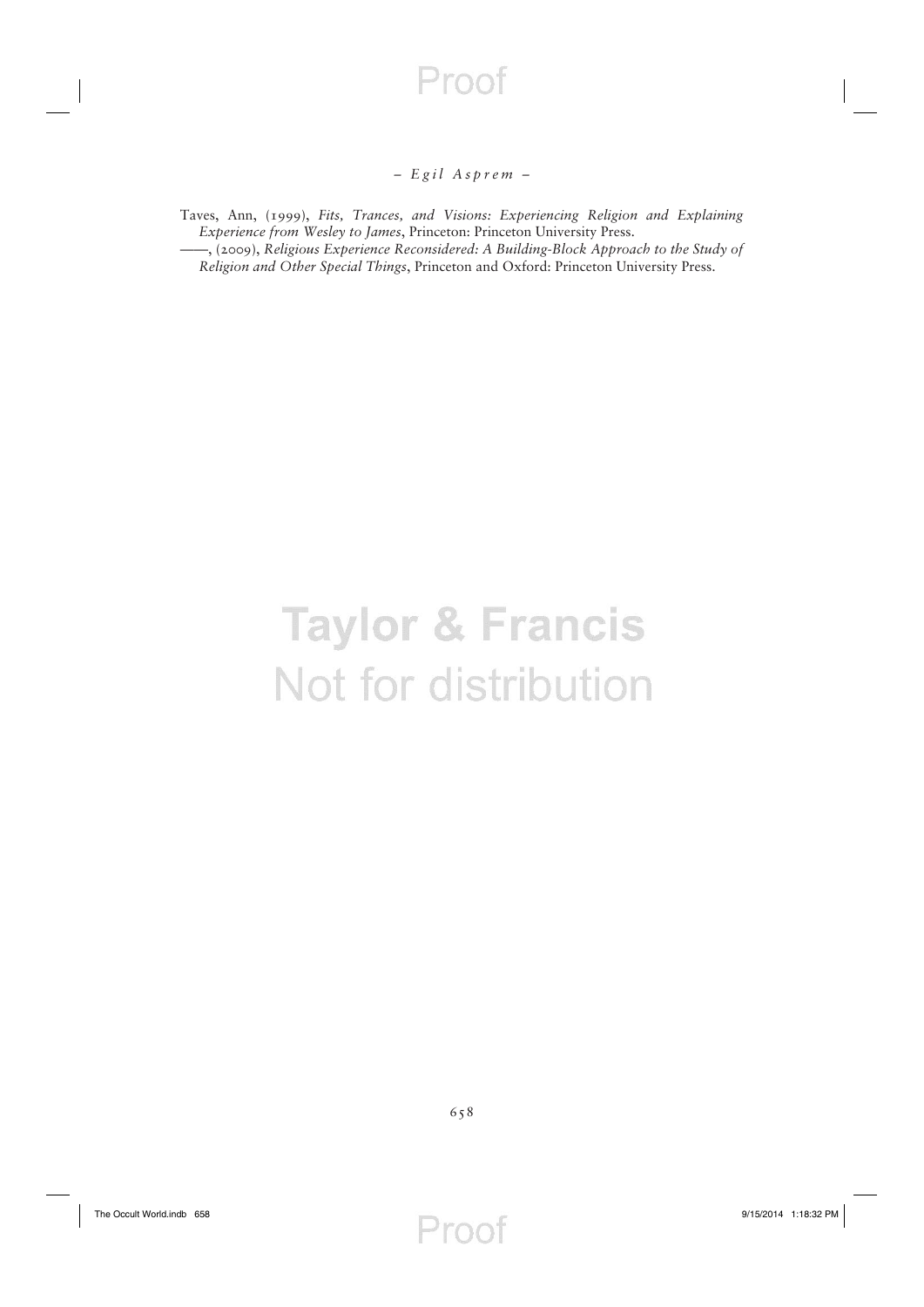Taves, Ann, (1999), *Fits, Trances, and Visions: Experiencing Religion and Explaining Experience from Wesley to James*, Princeton: Princeton University Press.

——, (2009), *Religious Experience Reconsidered: A Building-Block Approach to the Study of Religion and Other Special Things*, Princeton and Oxford: Princeton University Press.